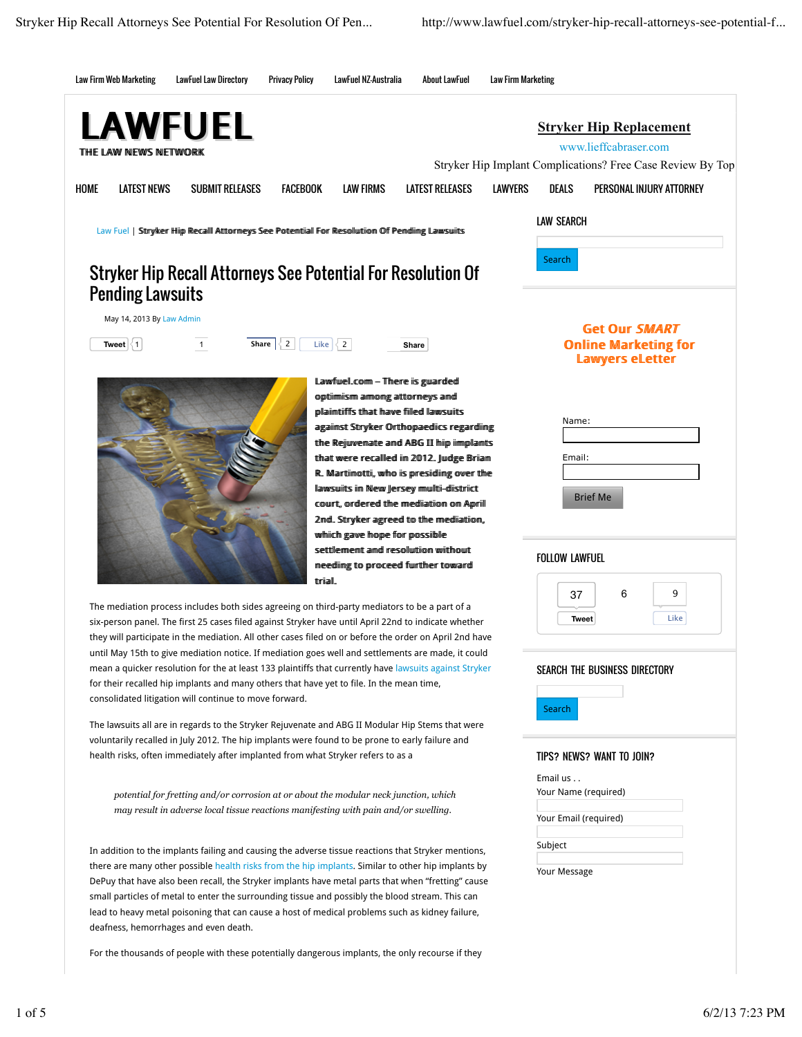Law Firm Web Marketing | LawFuel Law Directory | Privacy Policy | LawFuel NZ-Australia | About LawFuel | Law Firm Marketing

# LAWFUEL

THE LAW NEWS NETWORK

**Stryker Hip Replacement**

www.lieffcabraser.com

Stryker Hip Implant Complications? Free Case Review By Top

HOME | LATEST NEWS | SUBMIT RELEASES | FACEBOOK | LAW FIRMS | LATEST RELEASES | LAWYERS | DEALS | PERSONAL INJURY ATTORNEY

Law Fuel | **Stryker Hip Recall Attorneys See Potential For Resolution Of Pending Lawsuits**

# Stryker Hip Recall Attorneys See Potential For Resolution Of Pending Lawsuits

May 14, 2013 By Law Admin

Tweet 1 | 1 | Share 2 | Like 2 | Share

**Lawfuel.com – There is guarded optimism among attorneys and plaintiffs that have filled lawsuits against Stryker Orthopaedics regarding the Rejuvenate and ABG II hip implants that were recalled in 2012. Judge Brian R. Martinotti, who is presiding over the lawsuits in New Jersey multi-district court, ordered the mediation on April 2nd. Stryker agreed to the mediation, which gave hope for possible settlement and resolution without needing to proceed further toward trial.**

The mediation process includes both sides agreeing on third-party mediators to be a part of a six-person panel. The first 25 cases filed against Stryker have until April 22nd to indicate whether they will participate in the mediation. All other cases filed on or before the order on April 2nd have until May 15th to give mediation notice. If mediation goes well and settlements are made, it could mean a quicker resolution for the at least 133 plaintiffs that currently have lawsuits against Stryker for their recalled hip implants and many others that have yet to file. In the mean time, consolidated litigation will continue to move forward.

The lawsuits all are in regards to the Stryker Rejuvenate and ABG II Modular Hip Stems that were voluntarily recalled in July 2012. The hip implants were found to be prone to early failure and health risks, often immediately after implanted from what Stryker refers to as a

> *potential for fretting and/or corrosion at or about the modular neck junction, which may result in adverse local tissue reactions manifesting with pain and/or swelling.*

In addition to the implants failing and causing the adverse tissue reactions that Stryker mentions, there are many other possible health risks from the hip implants. Similar to other hip implants by DePuy that have also been recall, the Stryker implants have metal parts that when "fretting" cause small particles of metal to enter the surrounding tissue and possibly the blood stream. This can lead to heavy metal poisoning that can cause a host of medical problems such as kidney failure, deafness, hemorrhages and even death.

For the thousands of people with these potentially dangerous implants, the only recourse if they

## LAW SEARCH

Search

**Get Our *SMART* Online Marketing for Lawyers eLetter**

Name:

Email:

Brief Me

## FOLLOW LAWFUEL

37 | 6 | 9

Tweet | Like

## SEARCH THE BUSINESS DIRECTORY

Search

## TIPS? NEWS? WANT TO JOIN?

Email us . .

Your Name (required)

Your Email (required)

Subject

Your Message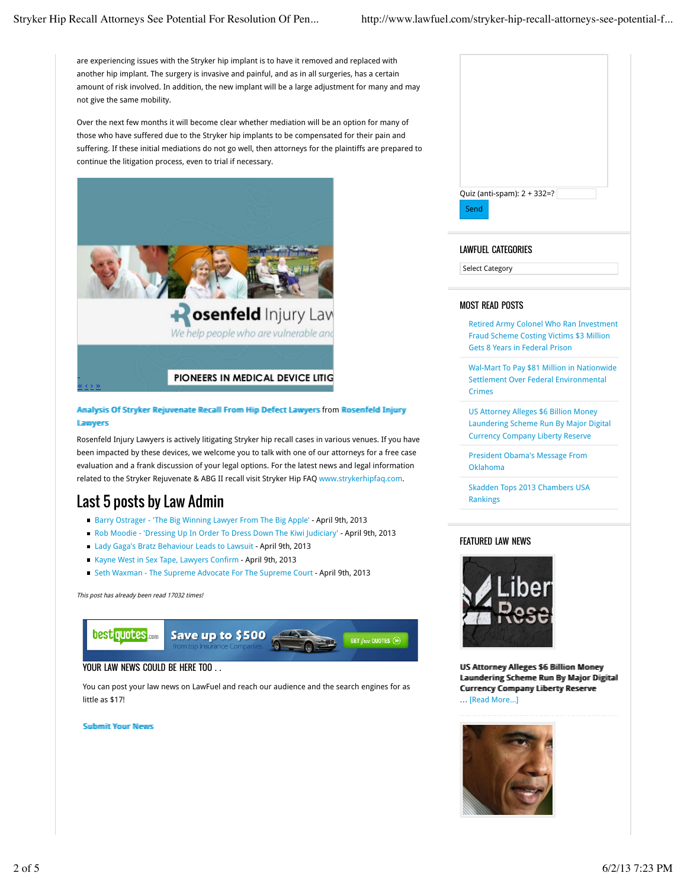are experiencing issues with the Stryker hip implant is to have it removed and replaced with another hip implant. The surgery is invasive and painful, and as in all surgeries, has a certain amount of risk involved. In addition, the new implant will be a large adjustment for many and may not give the same mobility.

Over the next few months it will become clear whether mediation will be an option for many of those who have suffered due to the Stryker hip implants to be compensated for their pain and suffering. If these initial mediations do not go well, then attorneys for the plaintiffs are prepared to continue the litigation process, even to trial if necessary.

Rosenfeld Injury Law

We help people who are vulnerable and

PIONEERS IN MEDICAL DEVICE LITIG

« < > »

**Analysis Of Stryker Rejuvenate Recall From Hip Defect Lawyers** from **Rosenfeld Injury Lawyers**

Rosenfeld Injury Lawyers is actively litigating Stryker hip recall cases in various venues. If you have been impacted by these devices, we welcome you to talk with one of our attorneys for a free case evaluation and a frank discussion of your legal options. For the latest news and legal information related to the Stryker Rejuvenate & ABG II recall visit Stryker Hip FAQ www.strykerhipfaq.com.

## Last 5 posts by Law Admin

- Barry Ostrager - 'The Big Winning Lawyer From The Big Apple' - April 9th, 2013
- Rob Moodie - 'Dressing Up In Order To Dress Down The Kiwi Judiciary' - April 9th, 2013
- Lady Gaga's Bratz Behaviour Leads to Lawsuit - April 9th, 2013
- Kayne West in Sex Tape, Lawyers Confirm - April 9th, 2013
- Seth Waxman - The Supreme Advocate For The Supreme Court - April 9th, 2013

*This post has already been read 17032 times!*

bestquotes.com Save up to $500 from top Insurance Companies GET free QUOTES

### YOUR LAW NEWS COULD BE HERE TOO . .

You can post your law news on LawFuel and reach our audience and the search engines for as little as $17!

**Submit Your News**

Quiz (anti-spam): 2 + 332=?

Send

### LAWFUEL CATEGORIES

Select Category

### MOST READ POSTS

- Retired Army Colonel Who Ran Investment Fraud Scheme Costing Victims $3 Million Gets 8 Years in Federal Prison
- Wal-Mart To Pay $81 Million in Nationwide Settlement Over Federal Environmental Crimes
- US Attorney Alleges $6 Billion Money Laundering Scheme Run By Major Digital Currency Company Liberty Reserve
- President Obama's Message From Oklahoma
- Skadden Tops 2013 Chambers USA Rankings

### FEATURED LAW NEWS

**US Attorney Alleges $6 Billion Money Laundering Scheme Run By Major Digital Currency Company Liberty Reserve**

… [Read More...]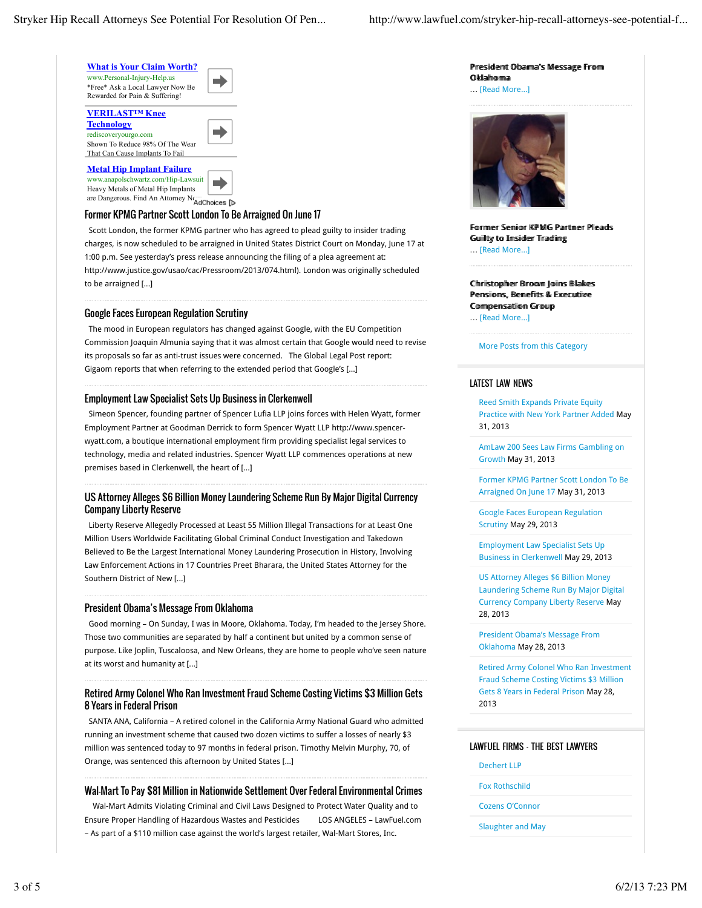[What is Your Claim Worth?](#)
www.Personal-Injury-Help.us
*Free* Ask a Local Lawyer Now Be Rewarded for Pain & Suffering!

[VERILAST™ Knee Technology](#)
rediscoveryourgo.com
Shown To Reduce 98% Of The Wear That Can Cause Implants To Fail

[Metal Hip Implant Failure](#)
www.anapolschwartz.com/Hip-Lawsuit
Heavy Metals of Metal Hip Implants are Dangerous. Find An Attorney N...

AdChoices

## Former KPMG Partner Scott London To Be Arraigned On June 17

Scott London, the former KPMG partner who has agreed to plead guilty to insider trading charges, is now scheduled to be arraigned in United States District Court on Monday, June 17 at 1:00 p.m. See yesterday's press release announcing the filing of a plea agreement at: http://www.justice.gov/usao/cac/Pressroom/2013/074.html). London was originally scheduled to be arraigned [...]

## Google Faces European Regulation Scrutiny

The mood in European regulators has changed against Google, with the EU Competition Commission Joaquin Almunia saying that it was almost certain that Google would need to revise its proposals so far as anti-trust issues were concerned.   The Global Legal Post report: Gigaom reports that when referring to the extended period that Google's [...]

## Employment Law Specialist Sets Up Business in Clerkenwell

Simeon Spencer, founding partner of Spencer Lufia LLP joins forces with Helen Wyatt, former Employment Partner at Goodman Derrick to form Spencer Wyatt LLP http://www.spencer-wyatt.com, a boutique international employment firm providing specialist legal services to technology, media and related industries. Spencer Wyatt LLP commences operations at new premises based in Clerkenwell, the heart of [...]

## US Attorney Alleges $6 Billion Money Laundering Scheme Run By Major Digital Currency Company Liberty Reserve

Liberty Reserve Allegedly Processed at Least 55 Million Illegal Transactions for at Least One Million Users Worldwide Facilitating Global Criminal Conduct Investigation and Takedown Believed to Be the Largest International Money Laundering Prosecution in History, Involving Law Enforcement Actions in 17 Countries Preet Bharara, the United States Attorney for the Southern District of New [...]

## President Obama's Message From Oklahoma

Good morning – On Sunday, I was in Moore, Oklahoma. Today, I'm headed to the Jersey Shore. Those two communities are separated by half a continent but united by a common sense of purpose. Like Joplin, Tuscaloosa, and New Orleans, they are home to people who've seen nature at its worst and humanity at [...]

## Retired Army Colonel Who Ran Investment Fraud Scheme Costing Victims $3 Million Gets 8 Years in Federal Prison

SANTA ANA, California – A retired colonel in the California Army National Guard who admitted running an investment scheme that caused two dozen victims to suffer a losses of nearly $3 million was sentenced today to 97 months in federal prison. Timothy Melvin Murphy, 70, of Orange, was sentenced this afternoon by United States [...]

## Wal-Mart To Pay $81 Million in Nationwide Settlement Over Federal Environmental Crimes

Wal-Mart Admits Violating Criminal and Civil Laws Designed to Protect Water Quality and to Ensure Proper Handling of Hazardous Wastes and Pesticides      LOS ANGELES – LawFuel.com – As part of a $110 million case against the world's largest retailer, Wal-Mart Stores, Inc.

---

**President Obama's Message From Oklahoma**
… [Read More...]

**Former Senior KPMG Partner Pleads Guilty to Insider Trading**
… [Read More...]

**Christopher Brown Joins Blakes Pensions, Benefits & Executive Compensation Group**
… [Read More...]

More Posts from this Category

## LATEST LAW NEWS

- Reed Smith Expands Private Equity Practice with New York Partner Added May 31, 2013
- AmLaw 200 Sees Law Firms Gambling on Growth May 31, 2013
- Former KPMG Partner Scott London To Be Arraigned On June 17 May 31, 2013
- Google Faces European Regulation Scrutiny May 29, 2013
- Employment Law Specialist Sets Up Business in Clerkenwell May 29, 2013
- US Attorney Alleges $6 Billion Money Laundering Scheme Run By Major Digital Currency Company Liberty Reserve May 28, 2013
- President Obama's Message From Oklahoma May 28, 2013
- Retired Army Colonel Who Ran Investment Fraud Scheme Costing Victims $3 Million Gets 8 Years in Federal Prison May 28, 2013

## LAWFUEL FIRMS - THE BEST LAWYERS

- Dechert LLP
- Fox Rothschild
- Cozens O'Connor
- Slaughter and May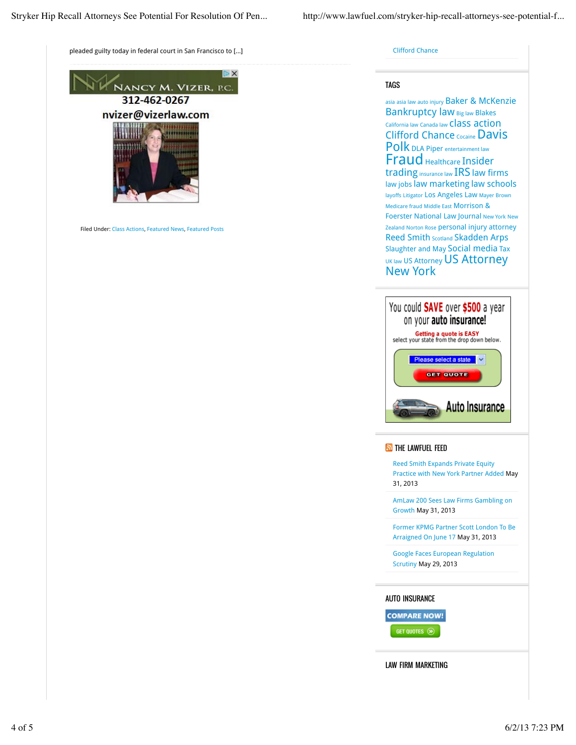pleaded guilty today in federal court in San Francisco to [...]

NANCY M. VIZER, P.C.

312-462-0267

nvizer@vizerlaw.com

Filed Under: Class Actions, Featured News, Featured Posts

Clifford Chance

## TAGS

asia asia law auto injury Baker & McKenzie Bankruptcy law Big law Blakes California law Canada law class action Clifford Chance Cocaine Davis Polk DLA Piper entertainment law Fraud Healthcare Insider trading insurance law IRS law firms law jobs law marketing law schools layoffs Litigator Los Angeles Law Mayer Brown Medicare fraud Middle East Morrison & Foerster National Law Journal New York New Zealand Norton Rose personal injury attorney Reed Smith Scotland Skadden Arps Slaughter and May Social media Tax UK law US Attorney US Attorney New York

You could SAVE over $500 a year on your auto insurance!

Getting a quote is EASY
select your state from the drop down below.

Please select a state

GET QUOTE

Auto Insurance

## THE LAWFUEL FEED

- Reed Smith Expands Private Equity Practice with New York Partner Added May 31, 2013
- AmLaw 200 Sees Law Firms Gambling on Growth May 31, 2013
- Former KPMG Partner Scott London To Be Arraigned On June 17 May 31, 2013
- Google Faces European Regulation Scrutiny May 29, 2013

## AUTO INSURANCE

COMPARE NOW!

GET QUOTES

## LAW FIRM MARKETING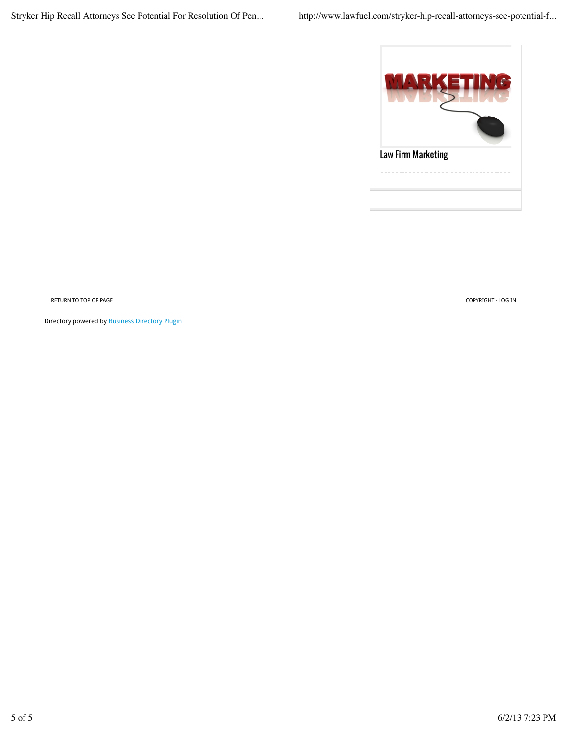Law Firm Marketing

RETURN TO TOP OF PAGE

COPYRIGHT · LOG IN

Directory powered by Business Directory Plugin